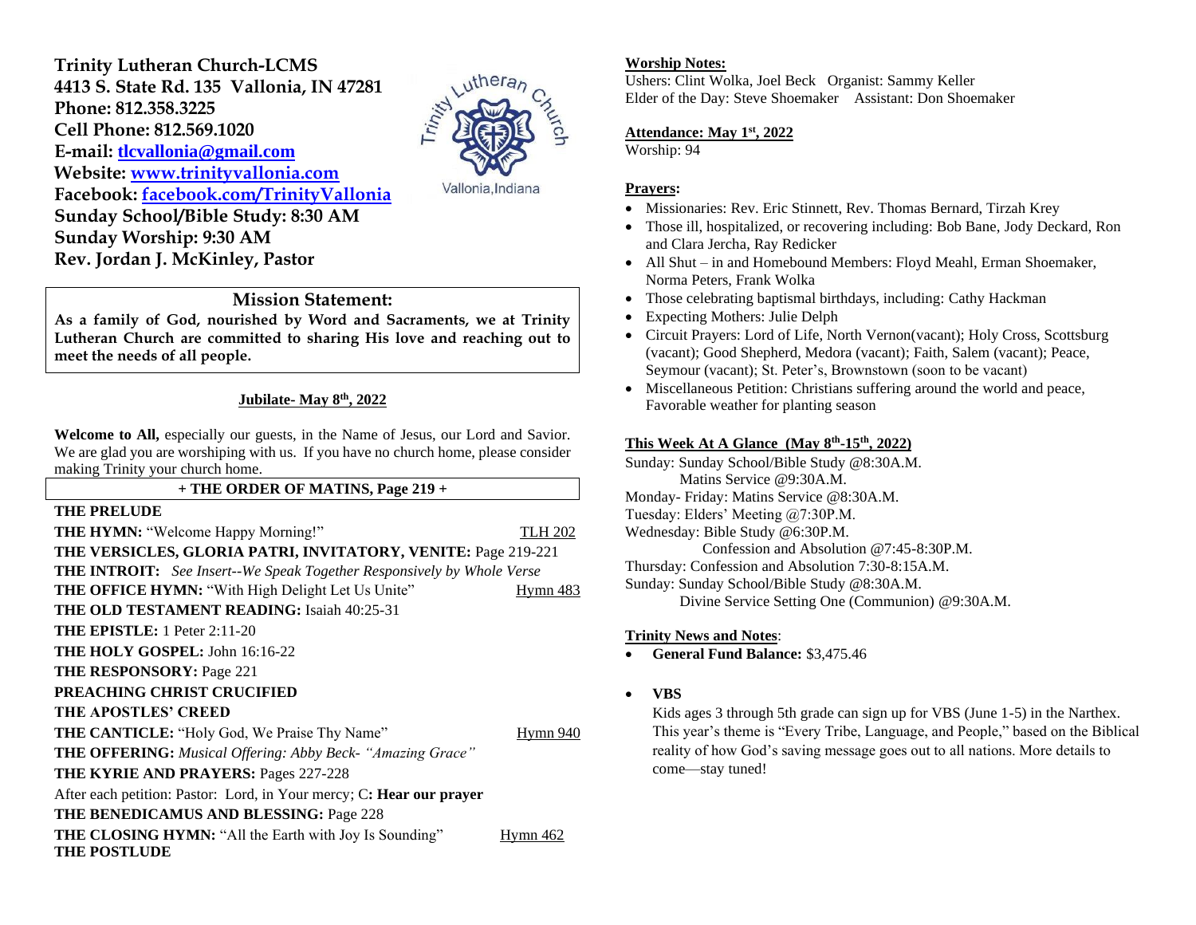**Trinity Lutheran Church-LCMS**
**4413 S. State Rd. 135 Vallonia, IN 47281**
**Phone: 812.358.3225**
**Cell Phone: 812.569.1020**
**E-mail: tlcvallonia@gmail.com**
**Website: www.trinityvallonia.com**
**Facebook: facebook.com/TrinityVallonia**
**Sunday School/Bible Study: 8:30 AM**
**Sunday Worship: 9:30 AM**
**Rev. Jordan J. McKinley, Pastor**

Trinity Lutheran Church
Vallonia, Indiana

## Mission Statement:

**As a family of God, nourished by Word and Sacraments, we at Trinity Lutheran Church are committed to sharing His love and reaching out to meet the needs of all people.**

### Jubilate- May 8th, 2022

**Welcome to All,** especially our guests, in the Name of Jesus, our Lord and Savior. We are glad you are worshiping with us. If you have no church home, please consider making Trinity your church home.

**+ THE ORDER OF MATINS, Page 219 +**

**THE PRELUDE**
**THE HYMN:** "Welcome Happy Morning!" TLH 202
**THE VERSICLES, GLORIA PATRI, INVITATORY, VENITE:** Page 219-221
**THE INTROIT:** *See Insert--We Speak Together Responsively by Whole Verse*
**THE OFFICE HYMN:** "With High Delight Let Us Unite" Hymn 483
**THE OLD TESTAMENT READING:** Isaiah 40:25-31
**THE EPISTLE:** 1 Peter 2:11-20
**THE HOLY GOSPEL:** John 16:16-22
**THE RESPONSORY:** Page 221
**PREACHING CHRIST CRUCIFIED**
**THE APOSTLES' CREED**
**THE CANTICLE:** "Holy God, We Praise Thy Name" Hymn 940
**THE OFFERING:** *Musical Offering: Abby Beck- "Amazing Grace"*
**THE KYRIE AND PRAYERS:** Pages 227-228
After each petition: Pastor: Lord, in Your mercy; C**: Hear our prayer**
**THE BENEDICAMUS AND BLESSING:** Page 228
**THE CLOSING HYMN:** "All the Earth with Joy Is Sounding" Hymn 462
**THE POSTLUDE**

**Worship Notes:**
Ushers: Clint Wolka, Joel Beck Organist: Sammy Keller
Elder of the Day: Steve Shoemaker Assistant: Don Shoemaker

**Attendance: May 1st, 2022**
Worship: 94

**Prayers:**

- Missionaries: Rev. Eric Stinnett, Rev. Thomas Bernard, Tirzah Krey
- Those ill, hospitalized, or recovering including: Bob Bane, Jody Deckard, Ron and Clara Jercha, Ray Redicker
- All Shut – in and Homebound Members: Floyd Meahl, Erman Shoemaker, Norma Peters, Frank Wolka
- Those celebrating baptismal birthdays, including: Cathy Hackman
- Expecting Mothers: Julie Delph
- Circuit Prayers: Lord of Life, North Vernon(vacant); Holy Cross, Scottsburg (vacant); Good Shepherd, Medora (vacant); Faith, Salem (vacant); Peace, Seymour (vacant); St. Peter's, Brownstown (soon to be vacant)
- Miscellaneous Petition: Christians suffering around the world and peace, Favorable weather for planting season

**This Week At A Glance (May 8th-15th, 2022)**
Sunday: Sunday School/Bible Study @8:30A.M.
Matins Service @9:30A.M.
Monday- Friday: Matins Service @8:30A.M.
Tuesday: Elders' Meeting @7:30P.M.
Wednesday: Bible Study @6:30P.M.
Confession and Absolution @7:45-8:30P.M.
Thursday: Confession and Absolution 7:30-8:15A.M.
Sunday: Sunday School/Bible Study @8:30A.M.
Divine Service Setting One (Communion) @9:30A.M.

**Trinity News and Notes**:

- **General Fund Balance:** $3,475.46

- **VBS**
  Kids ages 3 through 5th grade can sign up for VBS (June 1-5) in the Narthex. This year's theme is "Every Tribe, Language, and People," based on the Biblical reality of how God's saving message goes out to all nations. More details to come—stay tuned!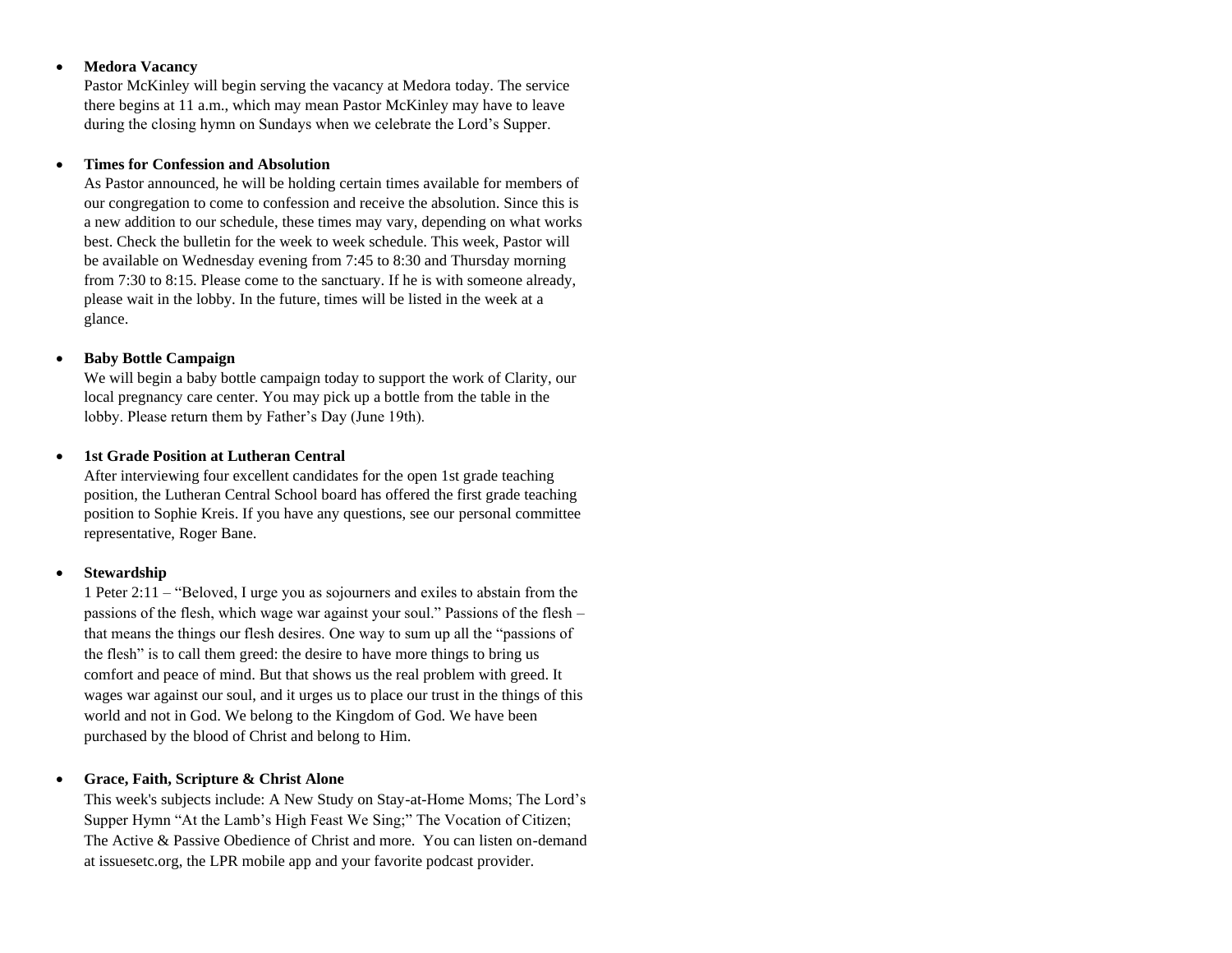- **Medora Vacancy**
  Pastor McKinley will begin serving the vacancy at Medora today. The service there begins at 11 a.m., which may mean Pastor McKinley may have to leave during the closing hymn on Sundays when we celebrate the Lord's Supper.

- **Times for Confession and Absolution**
  As Pastor announced, he will be holding certain times available for members of our congregation to come to confession and receive the absolution. Since this is a new addition to our schedule, these times may vary, depending on what works best. Check the bulletin for the week to week schedule. This week, Pastor will be available on Wednesday evening from 7:45 to 8:30 and Thursday morning from 7:30 to 8:15. Please come to the sanctuary. If he is with someone already, please wait in the lobby. In the future, times will be listed in the week at a glance.

- **Baby Bottle Campaign**
  We will begin a baby bottle campaign today to support the work of Clarity, our local pregnancy care center. You may pick up a bottle from the table in the lobby. Please return them by Father's Day (June 19th).

- **1st Grade Position at Lutheran Central**
  After interviewing four excellent candidates for the open 1st grade teaching position, the Lutheran Central School board has offered the first grade teaching position to Sophie Kreis. If you have any questions, see our personal committee representative, Roger Bane.

- **Stewardship**
  1 Peter 2:11 – "Beloved, I urge you as sojourners and exiles to abstain from the passions of the flesh, which wage war against your soul." Passions of the flesh – that means the things our flesh desires. One way to sum up all the "passions of the flesh" is to call them greed: the desire to have more things to bring us comfort and peace of mind. But that shows us the real problem with greed. It wages war against our soul, and it urges us to place our trust in the things of this world and not in God. We belong to the Kingdom of God. We have been purchased by the blood of Christ and belong to Him.

- **Grace, Faith, Scripture & Christ Alone**
  This week's subjects include: A New Study on Stay-at-Home Moms; The Lord's Supper Hymn "At the Lamb's High Feast We Sing;" The Vocation of Citizen; The Active & Passive Obedience of Christ and more. You can listen on-demand at issuesetc.org, the LPR mobile app and your favorite podcast provider.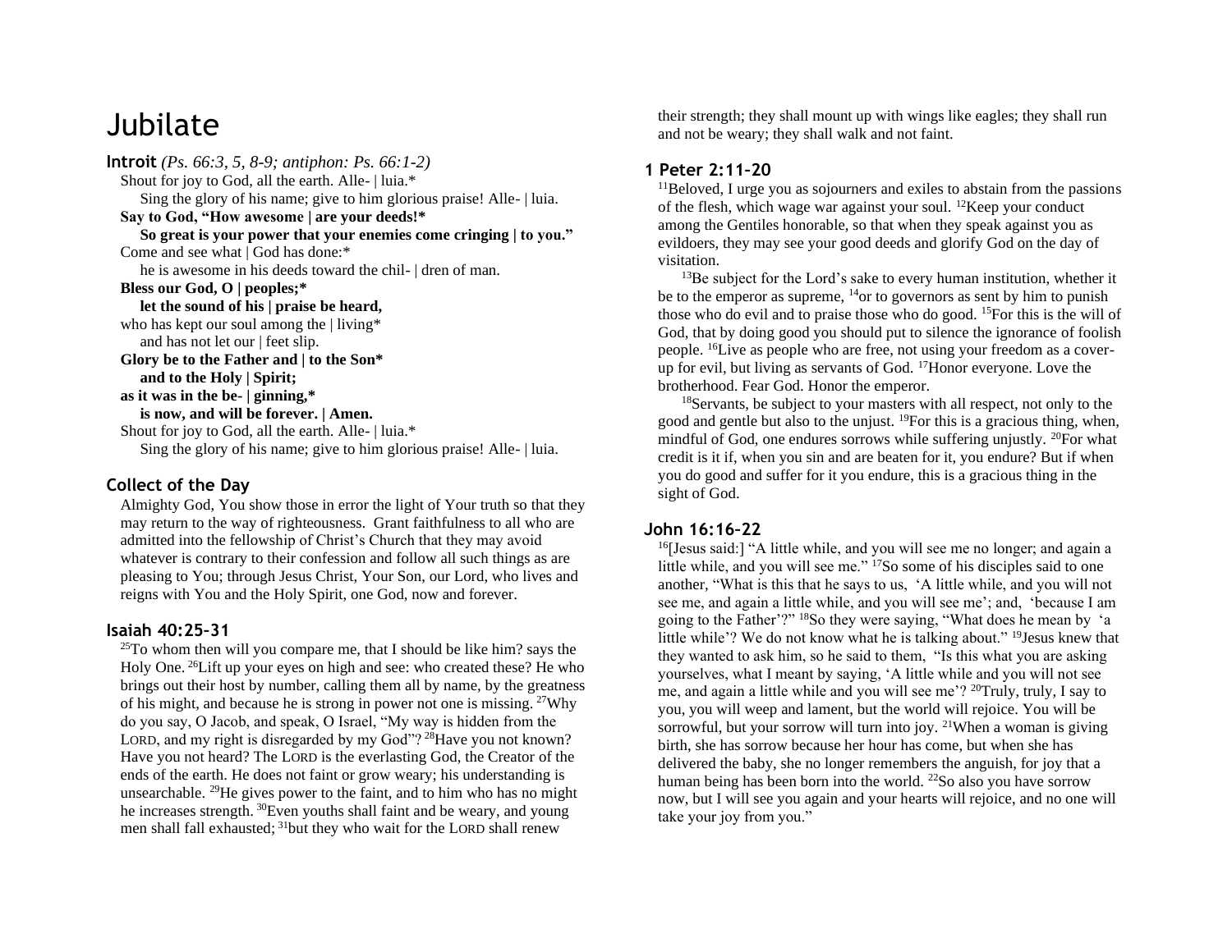# Jubilate

## Introit *(Ps. 66:3, 5, 8-9; antiphon: Ps. 66:1-2)*

Shout for joy to God, all the earth. Alle- | luia.*
Sing the glory of his name; give to him glorious praise! Alle- | luia.
**Say to God, "How awesome | are your deeds!***
**So great is your power that your enemies come cringing | to you."**
Come and see what | God has done:*
he is awesome in his deeds toward the chil- | dren of man.
**Bless our God, O | peoples;***
**let the sound of his | praise be heard,**
who has kept our soul among the | living*
and has not let our | feet slip.
**Glory be to the Father and | to the Son***
**and to the Holy | Spirit;**
**as it was in the be- | ginning,***
**is now, and will be forever. | Amen.**
Shout for joy to God, all the earth. Alle- | luia.*
Sing the glory of his name; give to him glorious praise! Alle- | luia.

## Collect of the Day

Almighty God, You show those in error the light of Your truth so that they may return to the way of righteousness. Grant faithfulness to all who are admitted into the fellowship of Christ's Church that they may avoid whatever is contrary to their confession and follow all such things as are pleasing to You; through Jesus Christ, Your Son, our Lord, who lives and reigns with You and the Holy Spirit, one God, now and forever.

## Isaiah 40:25–31

[25]To whom then will you compare me, that I should be like him? says the Holy One. [26]Lift up your eyes on high and see: who created these? He who brings out their host by number, calling them all by name, by the greatness of his might, and because he is strong in power not one is missing. [27]Why do you say, O Jacob, and speak, O Israel, "My way is hidden from the LORD, and my right is disregarded by my God"? [28]Have you not known? Have you not heard? The LORD is the everlasting God, the Creator of the ends of the earth. He does not faint or grow weary; his understanding is unsearchable. [29]He gives power to the faint, and to him who has no might he increases strength. [30]Even youths shall faint and be weary, and young men shall fall exhausted; [31]but they who wait for the LORD shall renew their strength; they shall mount up with wings like eagles; they shall run and not be weary; they shall walk and not faint.

## 1 Peter 2:11–20

[11]Beloved, I urge you as sojourners and exiles to abstain from the passions of the flesh, which wage war against your soul. [12]Keep your conduct among the Gentiles honorable, so that when they speak against you as evildoers, they may see your good deeds and glorify God on the day of visitation.

[13]Be subject for the Lord's sake to every human institution, whether it be to the emperor as supreme, [14]or to governors as sent by him to punish those who do evil and to praise those who do good. [15]For this is the will of God, that by doing good you should put to silence the ignorance of foolish people. [16]Live as people who are free, not using your freedom as a cover-up for evil, but living as servants of God. [17]Honor everyone. Love the brotherhood. Fear God. Honor the emperor.

[18]Servants, be subject to your masters with all respect, not only to the good and gentle but also to the unjust. [19]For this is a gracious thing, when, mindful of God, one endures sorrows while suffering unjustly. [20]For what credit is it if, when you sin and are beaten for it, you endure? But if when you do good and suffer for it you endure, this is a gracious thing in the sight of God.

## John 16:16–22

[16][Jesus said:] "A little while, and you will see me no longer; and again a little while, and you will see me." [17]So some of his disciples said to one another, "What is this that he says to us, 'A little while, and you will not see me, and again a little while, and you will see me'; and, 'because I am going to the Father'?" [18]So they were saying, "What does he mean by 'a little while'? We do not know what he is talking about." [19]Jesus knew that they wanted to ask him, so he said to them, "Is this what you are asking yourselves, what I meant by saying, 'A little while and you will not see me, and again a little while and you will see me'? [20]Truly, truly, I say to you, you will weep and lament, but the world will rejoice. You will be sorrowful, but your sorrow will turn into joy. [21]When a woman is giving birth, she has sorrow because her hour has come, but when she has delivered the baby, she no longer remembers the anguish, for joy that a human being has been born into the world. [22]So also you have sorrow now, but I will see you again and your hearts will rejoice, and no one will take your joy from you."